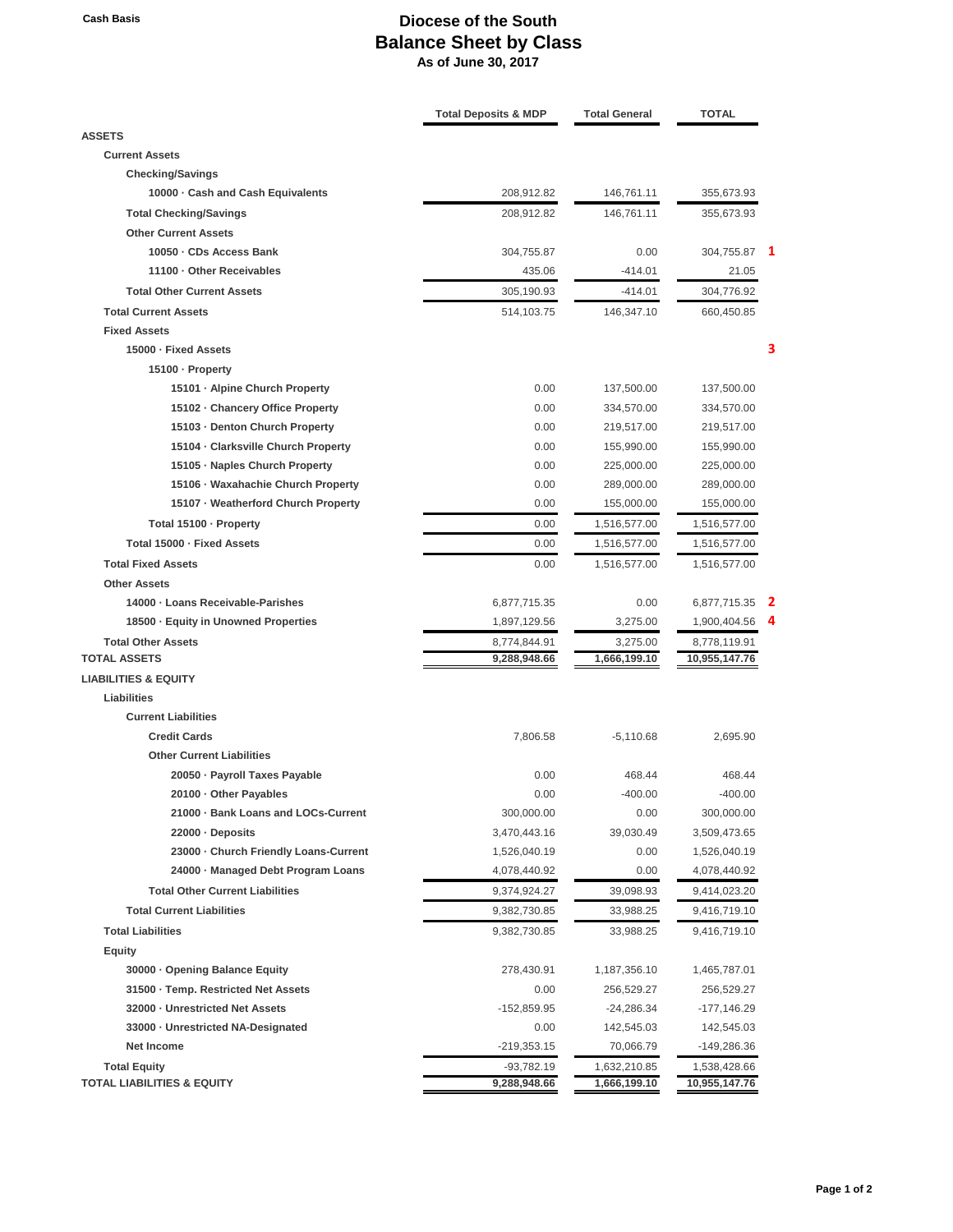Cash Basis

# Diocese of the South
## Balance Sheet by Class
### As of June 30, 2017

| | Total Deposits & MDP | Total General | TOTAL | |
|---|---|---|---|---|
| **ASSETS** | | | | |
| **Current Assets** | | | | |
| **Checking/Savings** | | | | |
| 10000 · Cash and Cash Equivalents | 208,912.82 | 146,761.11 | 355,673.93 | |
| **Total Checking/Savings** | 208,912.82 | 146,761.11 | 355,673.93 | |
| **Other Current Assets** | | | | |
| 10050 · CDs Access Bank | 304,755.87 | 0.00 | 304,755.87 | 1 |
| 11100 · Other Receivables | 435.06 | -414.01 | 21.05 | |
| **Total Other Current Assets** | 305,190.93 | -414.01 | 304,776.92 | |
| **Total Current Assets** | 514,103.75 | 146,347.10 | 660,450.85 | |
| **Fixed Assets** | | | | |
| 15000 · Fixed Assets | | | | 3 |
| 15100 · Property | | | | |
| 15101 · Alpine Church Property | 0.00 | 137,500.00 | 137,500.00 | |
| 15102 · Chancery Office Property | 0.00 | 334,570.00 | 334,570.00 | |
| 15103 · Denton Church Property | 0.00 | 219,517.00 | 219,517.00 | |
| 15104 · Clarksville Church Property | 0.00 | 155,990.00 | 155,990.00 | |
| 15105 · Naples Church Property | 0.00 | 225,000.00 | 225,000.00 | |
| 15106 · Waxahachie Church Property | 0.00 | 289,000.00 | 289,000.00 | |
| 15107 · Weatherford Church Property | 0.00 | 155,000.00 | 155,000.00 | |
| Total 15100 · Property | 0.00 | 1,516,577.00 | 1,516,577.00 | |
| Total 15000 · Fixed Assets | 0.00 | 1,516,577.00 | 1,516,577.00 | |
| **Total Fixed Assets** | 0.00 | 1,516,577.00 | 1,516,577.00 | |
| **Other Assets** | | | | |
| 14000 · Loans Receivable-Parishes | 6,877,715.35 | 0.00 | 6,877,715.35 | 2 |
| 18500 · Equity in Unowned Properties | 1,897,129.56 | 3,275.00 | 1,900,404.56 | 4 |
| **Total Other Assets** | 8,774,844.91 | 3,275.00 | 8,778,119.91 | |
| **TOTAL ASSETS** | 9,288,948.66 | 1,666,199.10 | 10,955,147.76 | |
| **LIABILITIES & EQUITY** | | | | |
| **Liabilities** | | | | |
| **Current Liabilities** | | | | |
| Credit Cards | 7,806.58 | -5,110.68 | 2,695.90 | |
| Other Current Liabilities | | | | |
| 20050 · Payroll Taxes Payable | 0.00 | 468.44 | 468.44 | |
| 20100 · Other Payables | 0.00 | -400.00 | -400.00 | |
| 21000 · Bank Loans and LOCs-Current | 300,000.00 | 0.00 | 300,000.00 | |
| 22000 · Deposits | 3,470,443.16 | 39,030.49 | 3,509,473.65 | |
| 23000 · Church Friendly Loans-Current | 1,526,040.19 | 0.00 | 1,526,040.19 | |
| 24000 · Managed Debt Program Loans | 4,078,440.92 | 0.00 | 4,078,440.92 | |
| Total Other Current Liabilities | 9,374,924.27 | 39,098.93 | 9,414,023.20 | |
| **Total Current Liabilities** | 9,382,730.85 | 33,988.25 | 9,416,719.10 | |
| **Total Liabilities** | 9,382,730.85 | 33,988.25 | 9,416,719.10 | |
| **Equity** | | | | |
| 30000 · Opening Balance Equity | 278,430.91 | 1,187,356.10 | 1,465,787.01 | |
| 31500 · Temp. Restricted Net Assets | 0.00 | 256,529.27 | 256,529.27 | |
| 32000 · Unrestricted Net Assets | -152,859.95 | -24,286.34 | -177,146.29 | |
| 33000 · Unrestricted NA-Designated | 0.00 | 142,545.03 | 142,545.03 | |
| Net Income | -219,353.15 | 70,066.79 | -149,286.36 | |
| **Total Equity** | -93,782.19 | 1,632,210.85 | 1,538,428.66 | |
| **TOTAL LIABILITIES & EQUITY** | 9,288,948.66 | 1,666,199.10 | 10,955,147.76 | |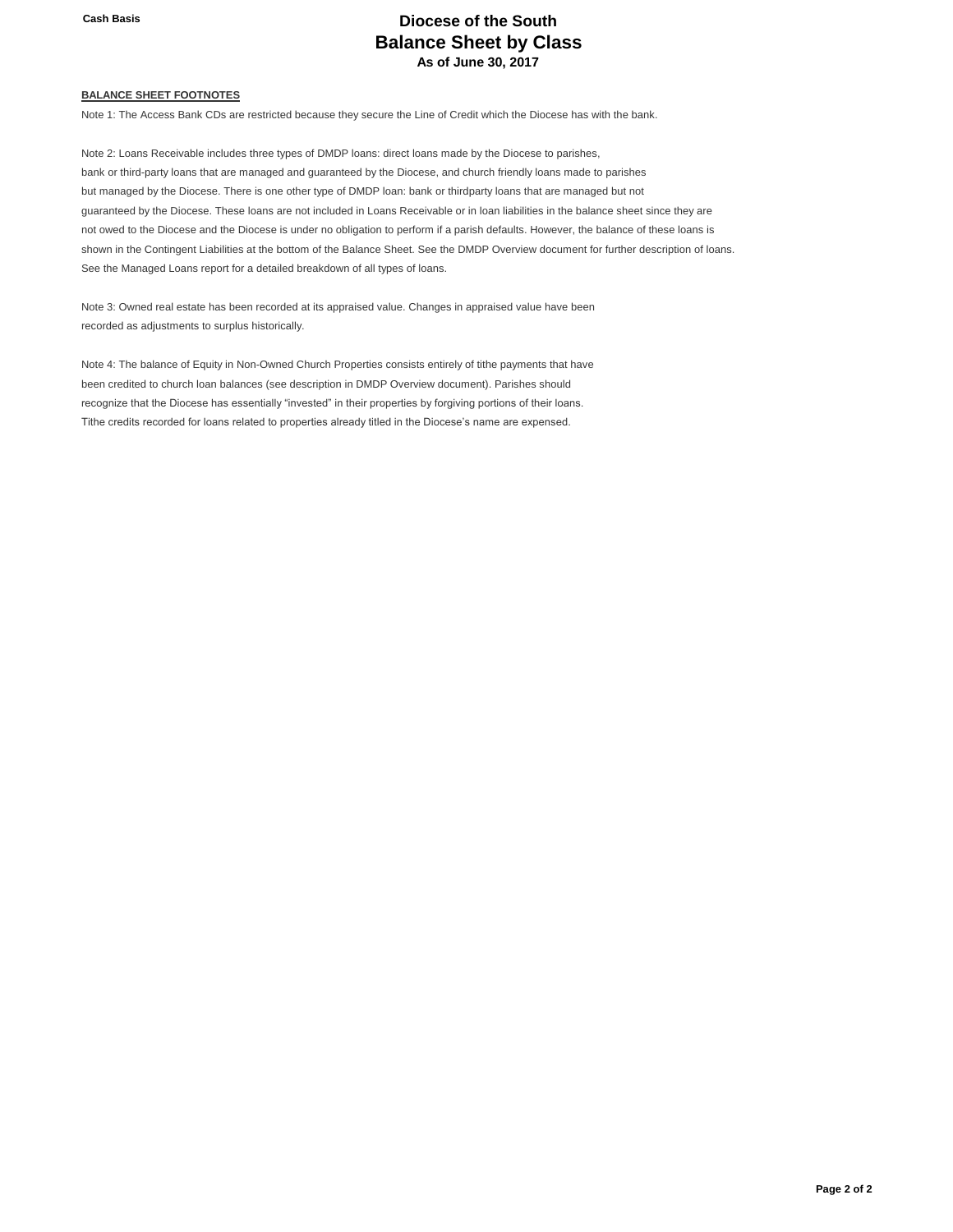Cash Basis

# Diocese of the South
## Balance Sheet by Class
### As of June 30, 2017

**BALANCE SHEET FOOTNOTES**

Note 1: The Access Bank CDs are restricted because they secure the Line of Credit which the Diocese has with the bank.

Note 2: Loans Receivable includes three types of DMDP loans: direct loans made by the Diocese to parishes, bank or third-party loans that are managed and guaranteed by the Diocese, and church friendly loans made to parishes but managed by the Diocese. There is one other type of DMDP loan: bank or thirdparty loans that are managed but not guaranteed by the Diocese. These loans are not included in Loans Receivable or in loan liabilities in the balance sheet since they are not owed to the Diocese and the Diocese is under no obligation to perform if a parish defaults. However, the balance of these loans is shown in the Contingent Liabilities at the bottom of the Balance Sheet. See the DMDP Overview document for further description of loans. See the Managed Loans report for a detailed breakdown of all types of loans.

Note 3: Owned real estate has been recorded at its appraised value. Changes in appraised value have been recorded as adjustments to surplus historically.

Note 4: The balance of Equity in Non-Owned Church Properties consists entirely of tithe payments that have been credited to church loan balances (see description in DMDP Overview document). Parishes should recognize that the Diocese has essentially "invested" in their properties by forgiving portions of their loans. Tithe credits recorded for loans related to properties already titled in the Diocese's name are expensed.